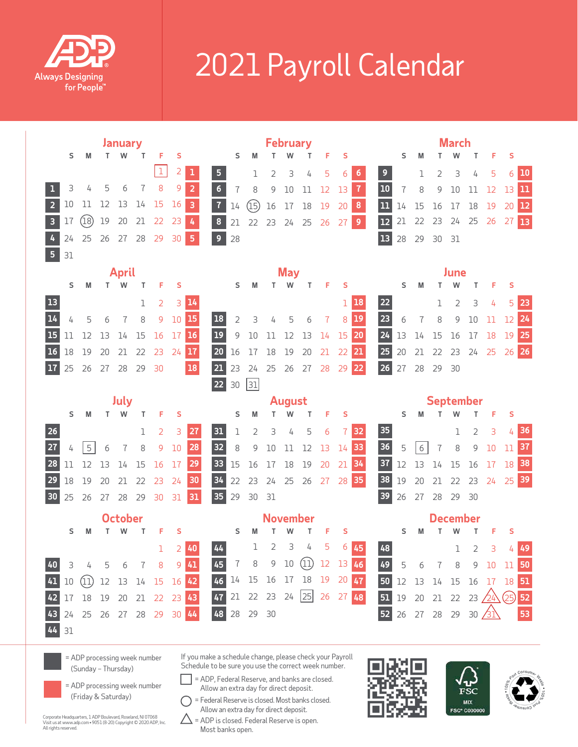# 2021 Payroll Calendar

ADP Always Designing for People

## January

| Wk | S | M | T | W | T | F | S | Wk |
|---|---|---|---|---|---|---|---|---|
| | | | | | | [1] | 2 | 1 |
| 1 | 3 | 4 | 5 | 6 | 7 | 8 | 9 | 2 |
| 2 | 10 | 11 | 12 | 13 | 14 | 15 | 16 | 3 |
| 3 | 17 | (18) | 19 | 20 | 21 | 22 | 23 | 4 |
| 4 | 24 | 25 | 26 | 27 | 28 | 29 | 30 | 5 |
| 5 | 31 | | | | | | | |

## February

| Wk | S | M | T | W | T | F | S | Wk |
|---|---|---|---|---|---|---|---|---|
| 5 | | 1 | 2 | 3 | 4 | 5 | 6 | 6 |
| 6 | 7 | 8 | 9 | 10 | 11 | 12 | 13 | 7 |
| 7 | 14 | (15) | 16 | 17 | 18 | 19 | 20 | 8 |
| 8 | 21 | 22 | 23 | 24 | 25 | 26 | 27 | 9 |
| 9 | 28 | | | | | | | |

## March

| Wk | S | M | T | W | T | F | S | Wk |
|---|---|---|---|---|---|---|---|---|
| 9 | | 1 | 2 | 3 | 4 | 5 | 6 | 10 |
| 10 | 7 | 8 | 9 | 10 | 11 | 12 | 13 | 11 |
| 11 | 14 | 15 | 16 | 17 | 18 | 19 | 20 | 12 |
| 12 | 21 | 22 | 23 | 24 | 25 | 26 | 27 | 13 |
| 13 | 28 | 29 | 30 | 31 | | | | |

## April

| Wk | S | M | T | W | T | F | S | Wk |
|---|---|---|---|---|---|---|---|---|
| 13 | | | | | 1 | 2 | 3 | 14 |
| 14 | 4 | 5 | 6 | 7 | 8 | 9 | 10 | 15 |
| 15 | 11 | 12 | 13 | 14 | 15 | 16 | 17 | 16 |
| 16 | 18 | 19 | 20 | 21 | 22 | 23 | 24 | 17 |
| 17 | 25 | 26 | 27 | 28 | 29 | 30 | | 18 |

## May

| Wk | S | M | T | W | T | F | S | Wk |
|---|---|---|---|---|---|---|---|---|
| | | | | | | | 1 | 18 |
| 18 | 2 | 3 | 4 | 5 | 6 | 7 | 8 | 19 |
| 19 | 9 | 10 | 11 | 12 | 13 | 14 | 15 | 20 |
| 20 | 16 | 17 | 18 | 19 | 20 | 21 | 22 | 21 |
| 21 | 23 | 24 | 25 | 26 | 27 | 28 | 29 | 22 |
| 22 | 30 | [31] | | | | | | |

## June

| Wk | S | M | T | W | T | F | S | Wk |
|---|---|---|---|---|---|---|---|---|
| 22 | | | 1 | 2 | 3 | 4 | 5 | 23 |
| 23 | 6 | 7 | 8 | 9 | 10 | 11 | 12 | 24 |
| 24 | 13 | 14 | 15 | 16 | 17 | 18 | 19 | 25 |
| 25 | 20 | 21 | 22 | 23 | 24 | 25 | 26 | 26 |
| 26 | 27 | 28 | 29 | 30 | | | | |

## July

| Wk | S | M | T | W | T | F | S | Wk |
|---|---|---|---|---|---|---|---|---|
| 26 | | | | | 1 | 2 | 3 | 27 |
| 27 | 4 | [5] | 6 | 7 | 8 | 9 | 10 | 28 |
| 28 | 11 | 12 | 13 | 14 | 15 | 16 | 17 | 29 |
| 29 | 18 | 19 | 20 | 21 | 22 | 23 | 24 | 30 |
| 30 | 25 | 26 | 27 | 28 | 29 | 30 | 31 | 31 |

## August

| Wk | S | M | T | W | T | F | S | Wk |
|---|---|---|---|---|---|---|---|---|
| 31 | 1 | 2 | 3 | 4 | 5 | 6 | 7 | 32 |
| 32 | 8 | 9 | 10 | 11 | 12 | 13 | 14 | 33 |
| 33 | 15 | 16 | 17 | 18 | 19 | 20 | 21 | 34 |
| 34 | 22 | 23 | 24 | 25 | 26 | 27 | 28 | 35 |
| 35 | 29 | 30 | 31 | | | | | |

## September

| Wk | S | M | T | W | T | F | S | Wk |
|---|---|---|---|---|---|---|---|---|
| 35 | | | | 1 | 2 | 3 | 4 | 36 |
| 36 | 5 | [6] | 7 | 8 | 9 | 10 | 11 | 37 |
| 37 | 12 | 13 | 14 | 15 | 16 | 17 | 18 | 38 |
| 38 | 19 | 20 | 21 | 22 | 23 | 24 | 25 | 39 |
| 39 | 26 | 27 | 28 | 29 | 30 | | | |

## October

| Wk | S | M | T | W | T | F | S | Wk |
|---|---|---|---|---|---|---|---|---|
| | | | | | | 1 | 2 | 40 |
| 40 | 3 | 4 | 5 | 6 | 7 | 8 | 9 | 41 |
| 41 | 10 | (11) | 12 | 13 | 14 | 15 | 16 | 42 |
| 42 | 17 | 18 | 19 | 20 | 21 | 22 | 23 | 43 |
| 43 | 24 | 25 | 26 | 27 | 28 | 29 | 30 | 44 |
| 44 | 31 | | | | | | | |

## November

| Wk | S | M | T | W | T | F | S | Wk |
|---|---|---|---|---|---|---|---|---|
| 44 | | 1 | 2 | 3 | 4 | 5 | 6 | 45 |
| 45 | 7 | 8 | 9 | 10 | (11) | 12 | 13 | 46 |
| 46 | 14 | 15 | 16 | 17 | 18 | 19 | 20 | 47 |
| 47 | 21 | 22 | 23 | 24 | [25] | 26 | 27 | 48 |
| 48 | 28 | 29 | 30 | | | | | |

## December

| Wk | S | M | T | W | T | F | S | Wk |
|---|---|---|---|---|---|---|---|---|
| 48 | | | | 1 | 2 | 3 | 4 | 49 |
| 49 | 5 | 6 | 7 | 8 | 9 | 10 | 11 | 50 |
| 50 | 12 | 13 | 14 | 15 | 16 | 17 | 18 | 51 |
| 51 | 19 | 20 | 21 | 22 | 23 | △24 | (25) | 52 |
| 52 | 26 | 27 | 28 | 29 | 30 | △31 | | 53 |

■ (dark gray) = ADP processing week number (Sunday – Thursday)

■ (red) = ADP processing week number (Friday & Saturday)

If you make a schedule change, please check your Payroll Schedule to be sure you use the correct week number.

□ = ADP, Federal Reserve, and banks are closed. Allow an extra day for direct deposit.

○ = Federal Reserve is closed. Most banks closed. Allow an extra day for direct deposit.

△ = ADP is closed. Federal Reserve is open. Most banks open.

Corporate Headquarters, 1 ADP Boulevard, Roseland, NJ 07068
Visit us at www.adp.com • 9051 (8-20) Copyright © 2020 ADP, Inc. All rights reserved.

FSC MIX FSC® C000000

100% Post Consumer Waste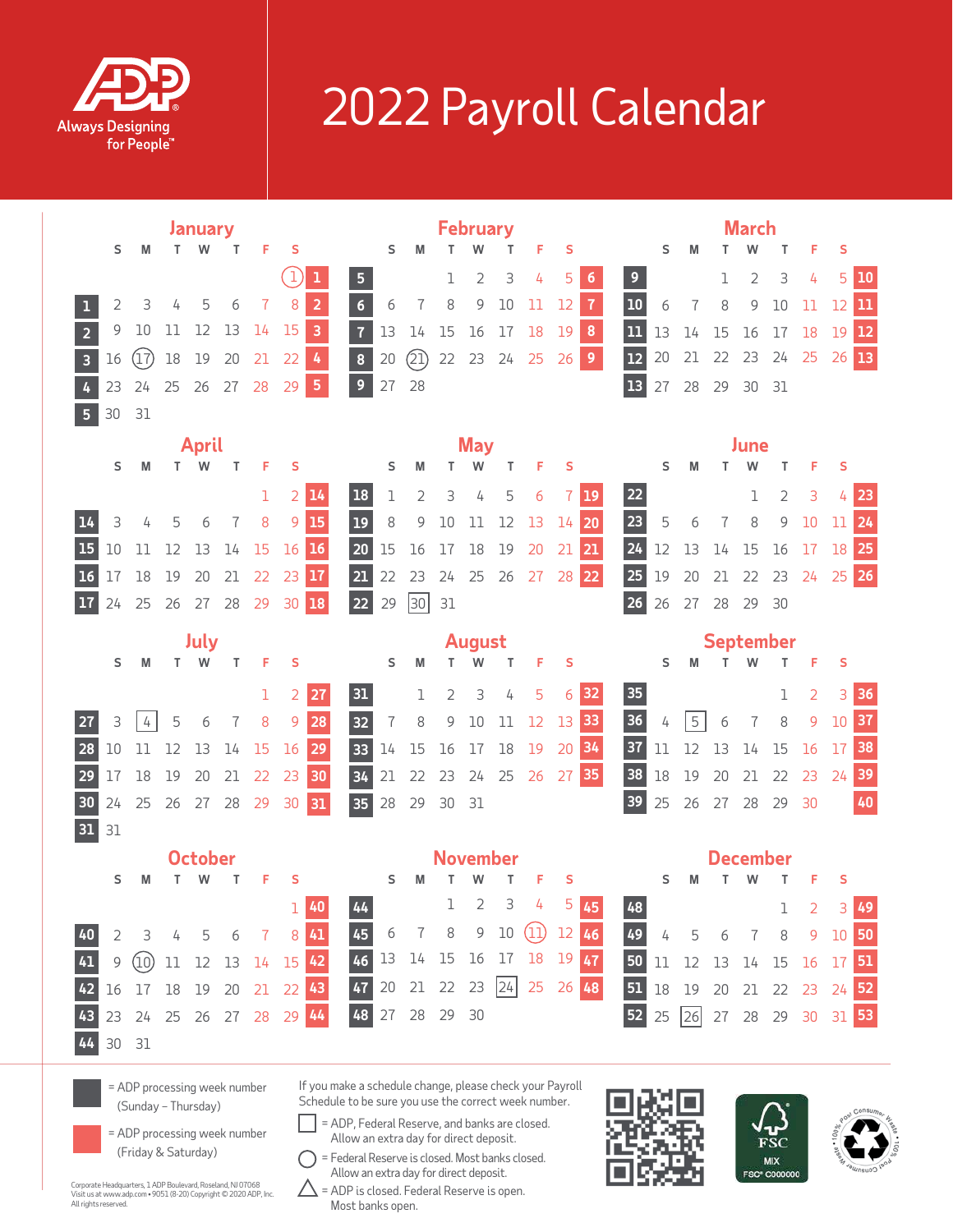# 2022 Payroll Calendar

ADP — Always Designing for People™

In the tables below, the first "Wk" column is the ADP processing week number (Sunday – Thursday) and the last "Wk" column is the ADP processing week number (Friday & Saturday). Dates in parentheses ( ) are circled; dates in brackets [ ] are boxed.

## January

| Wk | S | M | T | W | T | F | S | Wk |
|---|---|---|---|---|---|---|---|---|
| | | | | | | | (1) | 1 |
| 1 | 2 | 3 | 4 | 5 | 6 | 7 | 8 | 2 |
| 2 | 9 | 10 | 11 | 12 | 13 | 14 | 15 | 3 |
| 3 | 16 | (17) | 18 | 19 | 20 | 21 | 22 | 4 |
| 4 | 23 | 24 | 25 | 26 | 27 | 28 | 29 | 5 |
| 5 | 30 | 31 | | | | | | |

## February

| Wk | S | M | T | W | T | F | S | Wk |
|---|---|---|---|---|---|---|---|---|
| 5 | | | 1 | 2 | 3 | 4 | 5 | 6 |
| 6 | 6 | 7 | 8 | 9 | 10 | 11 | 12 | 7 |
| 7 | 13 | 14 | 15 | 16 | 17 | 18 | 19 | 8 |
| 8 | 20 | (21) | 22 | 23 | 24 | 25 | 26 | 9 |
| 9 | 27 | 28 | | | | | | |

## March

| Wk | S | M | T | W | T | F | S | Wk |
|---|---|---|---|---|---|---|---|---|
| 9 | | | 1 | 2 | 3 | 4 | 5 | 10 |
| 10 | 6 | 7 | 8 | 9 | 10 | 11 | 12 | 11 |
| 11 | 13 | 14 | 15 | 16 | 17 | 18 | 19 | 12 |
| 12 | 20 | 21 | 22 | 23 | 24 | 25 | 26 | 13 |
| 13 | 27 | 28 | 29 | 30 | 31 | | | |

## April

| Wk | S | M | T | W | T | F | S | Wk |
|---|---|---|---|---|---|---|---|---|
| | | | | | | 1 | 2 | 14 |
| 14 | 3 | 4 | 5 | 6 | 7 | 8 | 9 | 15 |
| 15 | 10 | 11 | 12 | 13 | 14 | 15 | 16 | 16 |
| 16 | 17 | 18 | 19 | 20 | 21 | 22 | 23 | 17 |
| 17 | 24 | 25 | 26 | 27 | 28 | 29 | 30 | 18 |

## May

| Wk | S | M | T | W | T | F | S | Wk |
|---|---|---|---|---|---|---|---|---|
| 18 | 1 | 2 | 3 | 4 | 5 | 6 | 7 | 19 |
| 19 | 8 | 9 | 10 | 11 | 12 | 13 | 14 | 20 |
| 20 | 15 | 16 | 17 | 18 | 19 | 20 | 21 | 21 |
| 21 | 22 | 23 | 24 | 25 | 26 | 27 | 28 | 22 |
| 22 | 29 | [30] | 31 | | | | | |

## June

| Wk | S | M | T | W | T | F | S | Wk |
|---|---|---|---|---|---|---|---|---|
| 22 | | | | 1 | 2 | 3 | 4 | 23 |
| 23 | 5 | 6 | 7 | 8 | 9 | 10 | 11 | 24 |
| 24 | 12 | 13 | 14 | 15 | 16 | 17 | 18 | 25 |
| 25 | 19 | 20 | 21 | 22 | 23 | 24 | 25 | 26 |
| 26 | 26 | 27 | 28 | 29 | 30 | | | |

## July

| Wk | S | M | T | W | T | F | S | Wk |
|---|---|---|---|---|---|---|---|---|
| | | | | | | 1 | 2 | 27 |
| 27 | 3 | [4] | 5 | 6 | 7 | 8 | 9 | 28 |
| 28 | 10 | 11 | 12 | 13 | 14 | 15 | 16 | 29 |
| 29 | 17 | 18 | 19 | 20 | 21 | 22 | 23 | 30 |
| 30 | 24 | 25 | 26 | 27 | 28 | 29 | 30 | 31 |
| 31 | 31 | | | | | | | |

## August

| Wk | S | M | T | W | T | F | S | Wk |
|---|---|---|---|---|---|---|---|---|
| 31 | | 1 | 2 | 3 | 4 | 5 | 6 | 32 |
| 32 | 7 | 8 | 9 | 10 | 11 | 12 | 13 | 33 |
| 33 | 14 | 15 | 16 | 17 | 18 | 19 | 20 | 34 |
| 34 | 21 | 22 | 23 | 24 | 25 | 26 | 27 | 35 |
| 35 | 28 | 29 | 30 | 31 | | | | |

## September

| Wk | S | M | T | W | T | F | S | Wk |
|---|---|---|---|---|---|---|---|---|
| 35 | | | | | 1 | 2 | 3 | 36 |
| 36 | 4 | [5] | 6 | 7 | 8 | 9 | 10 | 37 |
| 37 | 11 | 12 | 13 | 14 | 15 | 16 | 17 | 38 |
| 38 | 18 | 19 | 20 | 21 | 22 | 23 | 24 | 39 |
| 39 | 25 | 26 | 27 | 28 | 29 | 30 | | 40 |

## October

| Wk | S | M | T | W | T | F | S | Wk |
|---|---|---|---|---|---|---|---|---|
| | | | | | | | 1 | 40 |
| 40 | 2 | 3 | 4 | 5 | 6 | 7 | 8 | 41 |
| 41 | 9 | (10) | 11 | 12 | 13 | 14 | 15 | 42 |
| 42 | 16 | 17 | 18 | 19 | 20 | 21 | 22 | 43 |
| 43 | 23 | 24 | 25 | 26 | 27 | 28 | 29 | 44 |
| 44 | 30 | 31 | | | | | | |

## November

| Wk | S | M | T | W | T | F | S | Wk |
|---|---|---|---|---|---|---|---|---|
| 44 | | | 1 | 2 | 3 | 4 | 5 | 45 |
| 45 | 6 | 7 | 8 | 9 | 10 | (11) | 12 | 46 |
| 46 | 13 | 14 | 15 | 16 | 17 | 18 | 19 | 47 |
| 47 | 20 | 21 | 22 | 23 | [24] | 25 | 26 | 48 |
| 48 | 27 | 28 | 29 | 30 | | | | |

## December

| Wk | S | M | T | W | T | F | S | Wk |
|---|---|---|---|---|---|---|---|---|
| 48 | | | | | 1 | 2 | 3 | 49 |
| 49 | 4 | 5 | 6 | 7 | 8 | 9 | 10 | 50 |
| 50 | 11 | 12 | 13 | 14 | 15 | 16 | 17 | 51 |
| 51 | 18 | 19 | 20 | 21 | 22 | 23 | 24 | 52 |
| 52 | 25 | [26] | 27 | 28 | 29 | 30 | 31 | 53 |

## Legend

- Dark square = ADP processing week number (Sunday – Thursday)
- Red square = ADP processing week number (Friday & Saturday)

If you make a schedule change, please check your Payroll Schedule to be sure you use the correct week number.

- □ = ADP, Federal Reserve, and banks are closed. Allow an extra day for direct deposit.
- ○ = Federal Reserve is closed. Most banks closed. Allow an extra day for direct deposit.
- △ = ADP is closed. Federal Reserve is open. Most banks open.

Corporate Headquarters, 1 ADP Boulevard, Roseland, NJ 07068
Visit us at www.adp.com • 9051 (8-20) Copyright © 2020 ADP, Inc.
All rights reserved.

FSC MIX FSC® C000000

100% Post Consumer Waste